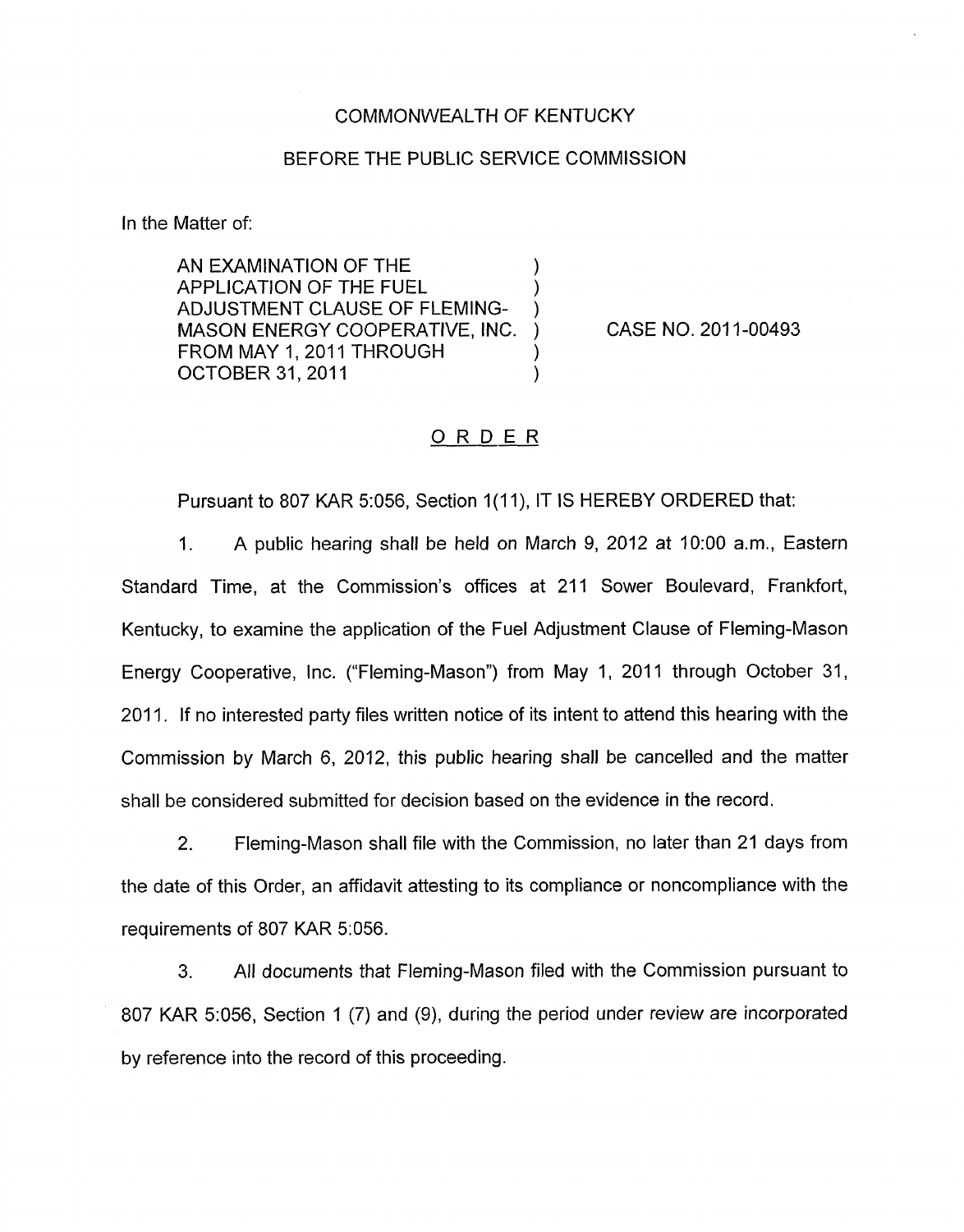COMMONWEALTH OF KENTUCKY

BEFORE THE PUBLIC SERVICE COMMISSION

In the Matter of:

| | | |
|---|---|---|
| AN EXAMINATION OF THE APPLICATION OF THE FUEL ADJUSTMENT CLAUSE OF FLEMING-MASON ENERGY COOPERATIVE, INC. FROM MAY 1, 2011 THROUGH OCTOBER 31, 2011 | ) | CASE NO. 2011-00493 |

## ORDER

Pursuant to 807 KAR 5:056, Section 1(11), IT IS HEREBY ORDERED that:

1. A public hearing shall be held on March 9, 2012 at 10:00 a.m., Eastern Standard Time, at the Commission's offices at 211 Sower Boulevard, Frankfort, Kentucky, to examine the application of the Fuel Adjustment Clause of Fleming-Mason Energy Cooperative, Inc. ("Fleming-Mason") from May 1, 2011 through October 31, 2011. If no interested party files written notice of its intent to attend this hearing with the Commission by March 6, 2012, this public hearing shall be cancelled and the matter shall be considered submitted for decision based on the evidence in the record.

2. Fleming-Mason shall file with the Commission, no later than 21 days from the date of this Order, an affidavit attesting to its compliance or noncompliance with the requirements of 807 KAR 5:056.

3. All documents that Fleming-Mason filed with the Commission pursuant to 807 KAR 5:056, Section 1 (7) and (9), during the period under review are incorporated by reference into the record of this proceeding.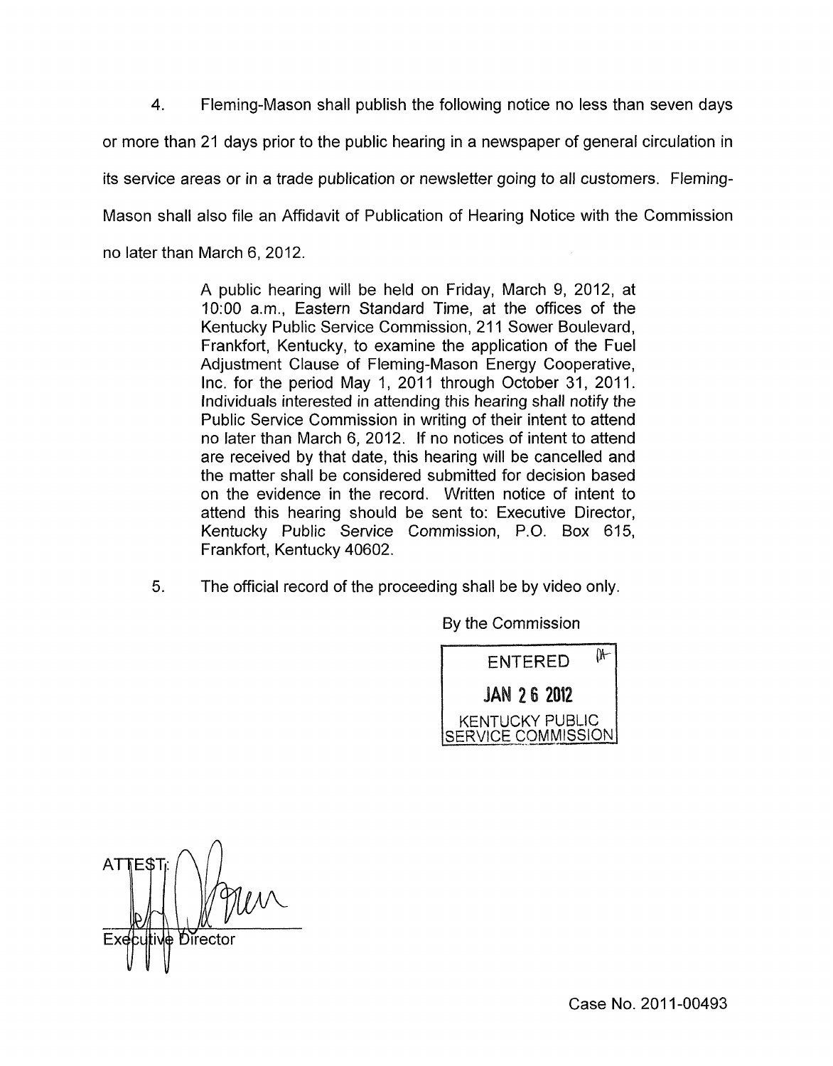4. Fleming-Mason shall publish the following notice no less than seven days or more than 21 days prior to the public hearing in a newspaper of general circulation in its service areas or in a trade publication or newsletter going to all customers. Fleming-Mason shall also file an Affidavit of Publication of Hearing Notice with the Commission no later than March 6, 2012.

> A public hearing will be held on Friday, March 9, 2012, at 10:00 a.m., Eastern Standard Time, at the offices of the Kentucky Public Service Commission, 211 Sower Boulevard, Frankfort, Kentucky, to examine the application of the Fuel Adjustment Clause of Fleming-Mason Energy Cooperative, Inc. for the period May 1, 2011 through October 31, 2011. Individuals interested in attending this hearing shall notify the Public Service Commission in writing of their intent to attend no later than March 6, 2012. If no notices of intent to attend are received by that date, this hearing will be cancelled and the matter shall be considered submitted for decision based on the evidence in the record. Written notice of intent to attend this hearing should be sent to: Executive Director, Kentucky Public Service Commission, P.O. Box 615, Frankfort, Kentucky 40602.

5. The official record of the proceeding shall be by video only.

By the Commission

ENTERED
JAN 26 2012
KENTUCKY PUBLIC SERVICE COMMISSION

ATTEST:

Executive Director

Case No. 2011-00493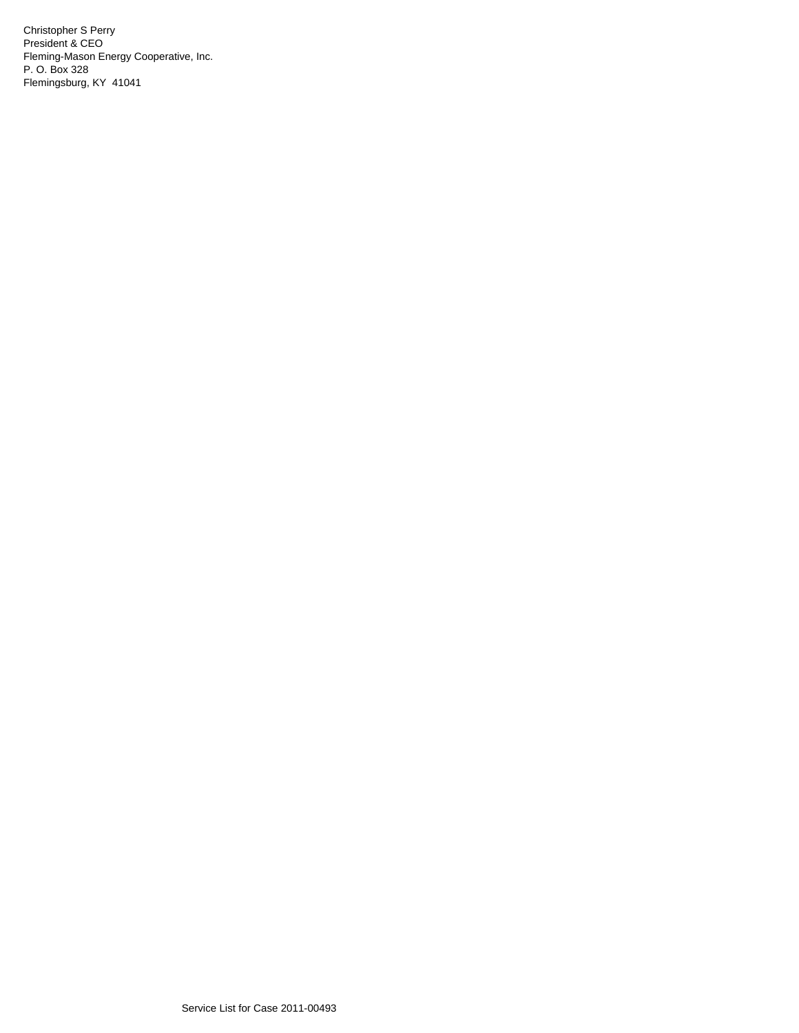Christopher S Perry
President & CEO
Fleming-Mason Energy Cooperative, Inc.
P. O. Box 328
Flemingsburg, KY  41041